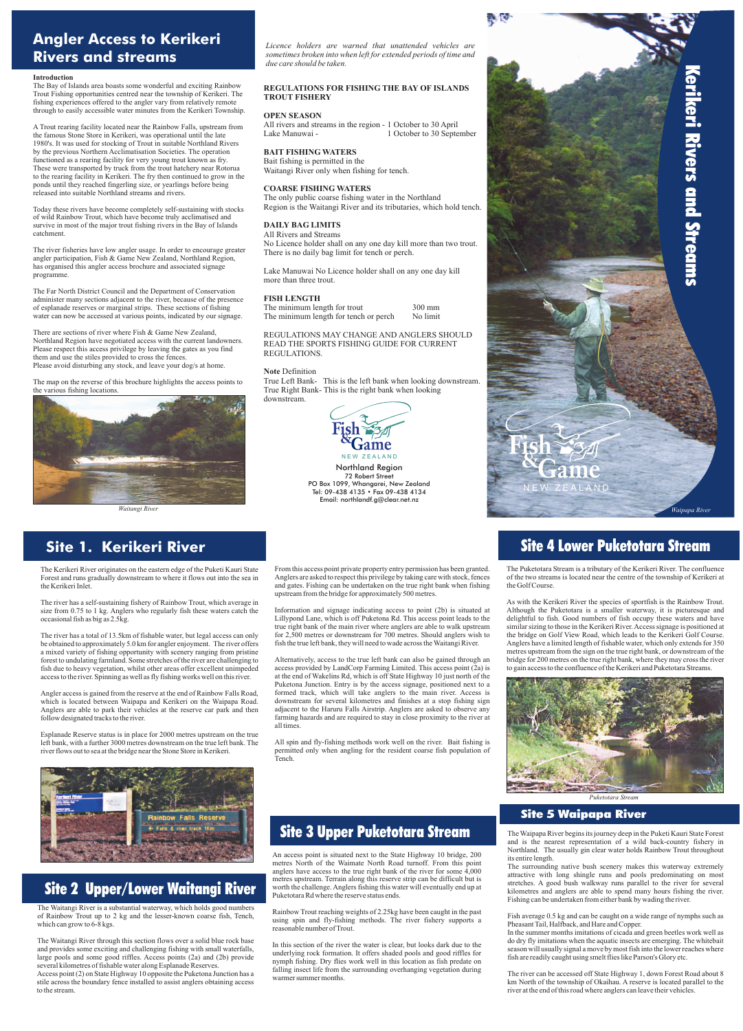# Angler Access to Kerikeri Rivers and streams

**Introduction**

The Bay of Islands area boasts some wonderful and exciting Rainbow Trout Fishing opportunities centred near the township of Kerikeri. The fishing experiences offered to the angler vary from relatively remote through to easily accessible water minutes from the Kerikeri Township.

A Trout rearing facility located near the Rainbow Falls, upstream from the famous Stone Store in Kerikeri, was operational until the late 1980's. It was used for stocking of Trout in suitable Northland Rivers by the previous Northern Acclimatisation Societies. The operation functioned as a rearing facility for very young trout known as fry. These were transported by truck from the trout hatchery near Rotorua to the rearing facility in Kerikeri. The fry then continued to grow in the ponds until they reached fingerling size, or yearlings before being released into suitable Northland streams and rivers.

Today these rivers have become completely self-sustaining with stocks of wild Rainbow Trout, which have become truly acclimatised and survive in most of the major trout fishing rivers in the Bay of Islands catchment.

The river fisheries have low angler usage. In order to encourage greater angler participation, Fish & Game New Zealand, Northland Region, has organised this angler access brochure and associated signage programme.

The Far North District Council and the Department of Conservation administer many sections adjacent to the river, because of the presence of esplanade reserves or marginal strips. These sections of fishing water can now be accessed at various points, indicated by our signage.

There are sections of river where Fish & Game New Zealand, Northland Region have negotiated access with the current landowners. Please respect this access privilege by leaving the gates as you find them and use the stiles provided to cross the fences.
Please avoid disturbing any stock, and leave your dog/s at home.

The map on the reverse of this brochure highlights the access points to the various fishing locations.

*Waitangi River*

*Licence holders are warned that unattended vehicles are sometimes broken into when left for extended periods of time and due care should be taken.*

**REGULATIONS FOR FISHING THE BAY OF ISLANDS TROUT FISHERY**

**OPEN SEASON**

All rivers and streams in the region - 1 October to 30 April
Lake Manuwai - 1 October to 30 September

**BAIT FISHING WATERS**

Bait fishing is permitted in the
Waitangi River only when fishing for tench.

**COARSE FISHING WATERS**

The only public coarse fishing water in the Northland Region is the Waitangi River and its tributaries, which hold tench.

**DAILY BAG LIMITS**

All Rivers and Streams
No Licence holder shall on any one day kill more than two trout.
There is no daily bag limit for tench or perch.

Lake Manuwai No Licence holder shall on any one day kill more than three trout.

**FISH LENGTH**

The minimum length for trout 300 mm
The minimum length for tench or perch No limit

REGULATIONS MAY CHANGE AND ANGLERS SHOULD READ THE SPORTS FISHING GUIDE FOR CURRENT REGULATIONS.

**Note** Definition
True Left Bank- This is the left bank when looking downstream.
True Right Bank- This is the right bank when looking downstream.

Fish & Game NEW ZEALAND
Northland Region
72 Robert Street
PO Box 1099, Whangarei, New Zealand
Tel: 09-438 4135 • Fax 09-438 4134
Email: northlandf.g@clear.net.nz

# Kerikeri Rivers and Streams

Fish & Game NEW ZEALAND

*Waipapa River*

## Site 1. Kerikeri River

The Kerikeri River originates on the eastern edge of the Puketi Kauri State Forest and runs gradually downstream to where it flows out into the sea in the Kerikeri Inlet.

The river has a self-sustaining fishery of Rainbow Trout, which average in size from 0.75 to 1 kg. Anglers who regularly fish these waters catch the occasional fish as big as 2.5kg.

The river has a total of 13.5km of fishable water, but legal access can only be obtained to approximately 5.0 km for angler enjoyment. The river offers a mixed variety of fishing opportunity with scenery ranging from pristine forest to undulating farmland. Some stretches of the river are challenging to fish due to heavy vegetation, whilst other areas offer excellent unimpeded access to the river. Spinning as well as fly fishing works well on this river.

Angler access is gained from the reserve at the end of Rainbow Falls Road, which is located between Waipapa and Kerikeri on the Waipapa Road. Anglers are able to park their vehicles at the reserve car park and then follow designated tracks to the river.

Esplanade Reserve status is in place for 2000 metres upstream on the true left bank, with a further 3000 metres downstream on the true left bank. The river flows out to sea at the bridge near the Stone Store in Kerikeri.

## Site 2 Upper/Lower Waitangi River

The Waitangi River is a substantial waterway, which holds good numbers of Rainbow Trout up to 2 kg and the lesser-known coarse fish, Tench, which can grow to 6-8 kgs.

The Waitangi River through this section flows over a solid blue rock base and provides some exciting and challenging fishing with small waterfalls, large pools and some good riffles. Access points (2a) and (2b) provide several kilometres of fishable water along Esplanade Reserves.
Access point (2) on State Highway 10 opposite the Puketona Junction has a stile across the boundary fence installed to assist anglers obtaining access to the stream.

From this access point private property entry permission has been granted. Anglers are asked to respect this privilege by taking care with stock, fences and gates. Fishing can be undertaken on the true right bank when fishing upstream from the bridge for approximately 500 metres.

Information and signage indicating access to point (2b) is situated at Lillypond Lane, which is off Puketona Rd. This access point leads to the true right bank of the main river where anglers are able to walk upstream for 2,500 metres or downstream for 700 metres. Should anglers wish to fish the true left bank, they will need to wade across the Waitangi River.

Alternatively, access to the true left bank can also be gained through an access provided by LandCorp Farming Limited. This access point (2a) is at the end of Wakelins Rd, which is off State Highway 10 just north of the Puketona Junction. Entry is by the access signage, positioned next to a formed track, which will take anglers to the main river. Access is downstream for several kilometres and finishes at a stop fishing sign adjacent to the Haruru Falls Airstrip. Anglers are asked to observe any farming hazards and are required to stay in close proximity to the river at all times.

All spin and fly-fishing methods work well on the river. Bait fishing is permitted only when angling for the resident coarse fish population of Tench.

## Site 3 Upper Puketotara Stream

An access point is situated next to the State Highway 10 bridge, 200 metres North of the Waimate North Road turnoff. From this point anglers have access to the true right bank of the river for some 4,000 metres upstream. Terrain along this reserve strip can be difficult but is worth the challenge. Anglers fishing this water will eventually end up at Puketotara Rd where the reserve status ends.

Rainbow Trout reaching weights of 2.25kg have been caught in the past using spin and fly-fishing methods. The river fishery supports a reasonable number of Trout.

In this section of the river the water is clear, but looks dark due to the underlying rock formation. It offers shaded pools and good riffles for nymph fishing. Dry flies work well in this location as fish predate on falling insect life from the surrounding overhanging vegetation during warmer summer months.

## Site 4 Lower Puketotara Stream

The Puketotara Stream is a tributary of the Kerikeri River. The confluence of the two streams is located near the centre of the township of Kerikeri at the Golf Course.

As with the Kerikeri River the species of sportfish is the Rainbow Trout. Although the Puketotara is a smaller waterway, it is picturesque and delightful to fish. Good numbers of fish occupy these waters and have similar sizing to those in the Kerikeri River. Access signage is positioned at the bridge on Golf View Road, which leads to the Kerikeri Golf Course. Anglers have a limited length of fishable water, which only extends for 350 metres upstream from the sign on the true right bank, or downstream of the bridge for 200 metres on the true right bank, where they may cross the river to gain access to the confluence of the Kerikeri and Puketotara Streams.

*Puketotara Stream*

## Site 5 Waipapa River

The Waipapa River begins its journey deep in the Puketi Kauri State Forest and is the nearest representation of a wild back-country fishery in Northland. The usually gin clear water holds Rainbow Trout throughout its entire length.
The surrounding native bush scenery makes this waterway extremely attractive with long shingle runs and pools predominating on most stretches. A good bush walkway runs parallel to the river for several kilometres and anglers are able to spend many hours fishing the river. Fishing can be undertaken from either bank by wading the river.

Fish average 0.5 kg and can be caught on a wide range of nymphs such as Pheasant Tail, Halfback, and Hare and Copper.
In the summer months imitations of cicada and green beetles work well as do dry fly imitations when the aquatic insects are emerging. The whitebait season will usually signal a move by most fish into the lower reaches where fish are readily caught using smelt flies like Parson's Glory etc.

The river can be accessed off State Highway 1, down Forest Road about 8 km North of the township of Okaihau. A reserve is located parallel to the river at the end of this road where anglers can leave their vehicles.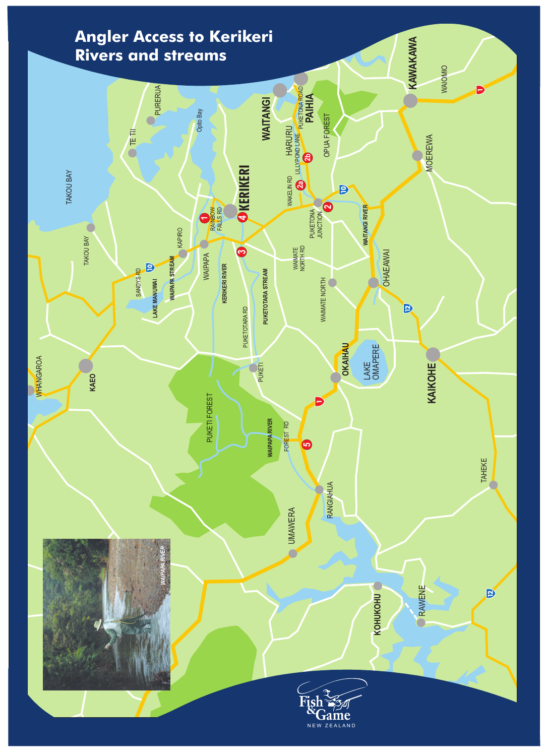# Angler Access to Kerikeri Rivers and streams

TAKOU BAY

TE TII

PURERUA

Opito Bay

WAITANGI

PAIHIA

PUKETONA ROAD

HARURU

LILLYPOND LANE

OPUA FOREST

KAWAKAWA

WAIOMIO

MOEREWA

KERIKERI

WAKELIN RD

RAINBOW FALLS RD

TAKOU BAY

KAPIRO

SANDYS RD

WAIPAPA STREAM

LAKE MANUWAI

WAIPAPA

KERIKERI RIVER

PUKETOTARA RD

PUKETOTARA STREAM

WAIMATE NORTH RD

PUKETONA JUNCTION

WAITANGI RIVER

OHAEAWAI

WAIMATE NORTH

WHANGAROA

KAEO

PUKETI

PUKETI FOREST

OKAIHAU

LAKE OMAPERE

KAIKOHE

WAIPAPA RIVER

FOREST RD

RANGIAHUA

TAHEKE

UMAWERA

KOHUKOHU

RAWENE

WAIPAPA RIVER

Fish & Game NEW ZEALAND